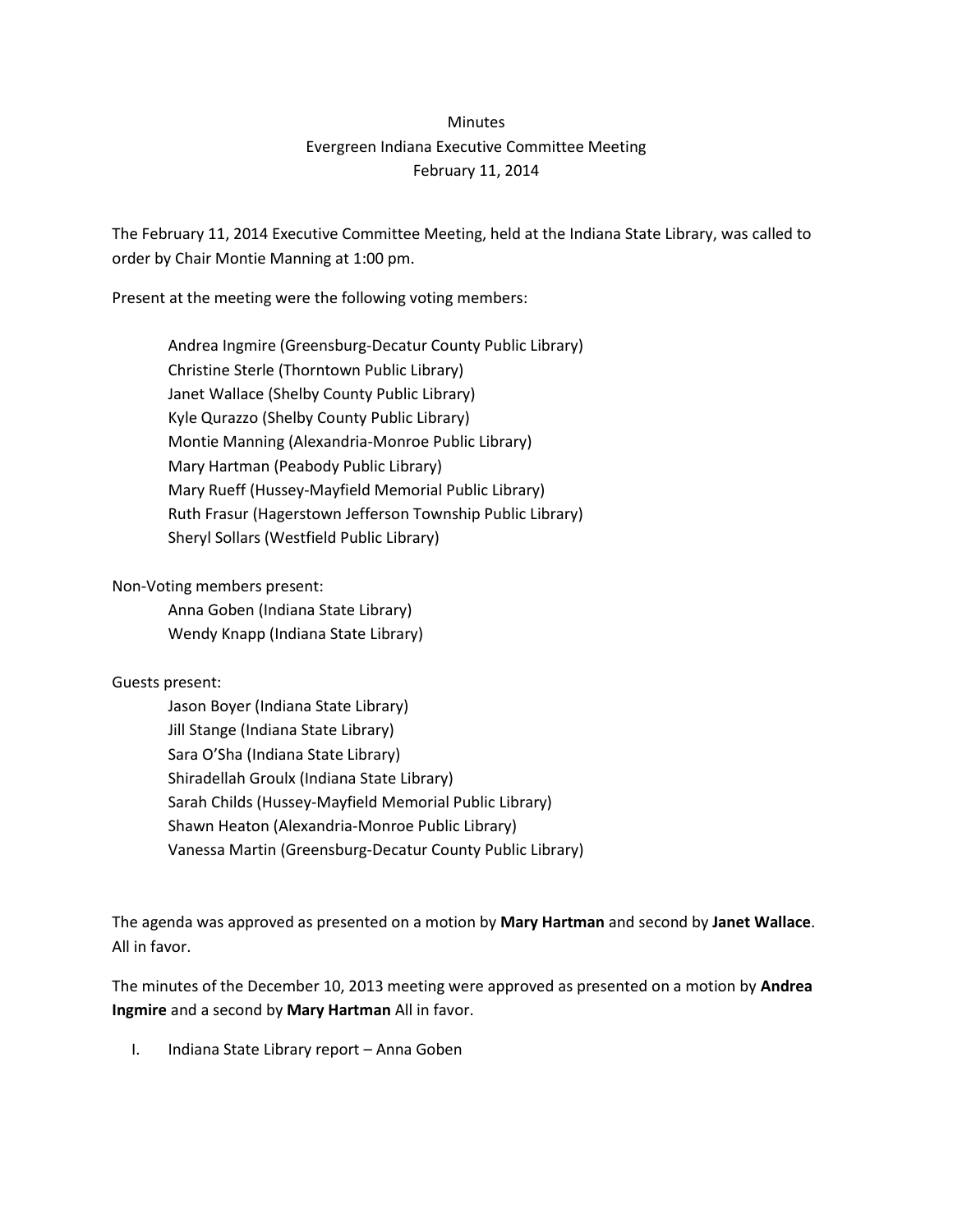Minutes

Evergreen Indiana Executive Committee Meeting

February 11, 2014

The February 11, 2014 Executive Committee Meeting, held at the Indiana State Library, was called to order by Chair Montie Manning at 1:00 pm.

Present at the meeting were the following voting members:

Andrea Ingmire (Greensburg-Decatur County Public Library)
Christine Sterle (Thorntown Public Library)
Janet Wallace (Shelby County Public Library)
Kyle Qurazzo (Shelby County Public Library)
Montie Manning (Alexandria-Monroe Public Library)
Mary Hartman (Peabody Public Library)
Mary Rueff (Hussey-Mayfield Memorial Public Library)
Ruth Frasur (Hagerstown Jefferson Township Public Library)
Sheryl Sollars (Westfield Public Library)

Non-Voting members present:

Anna Goben (Indiana State Library)
Wendy Knapp (Indiana State Library)

Guests present:

Jason Boyer (Indiana State Library)
Jill Stange (Indiana State Library)
Sara O'Sha (Indiana State Library)
Shiradellah Groulx (Indiana State Library)
Sarah Childs (Hussey-Mayfield Memorial Public Library)
Shawn Heaton (Alexandria-Monroe Public Library)
Vanessa Martin (Greensburg-Decatur County Public Library)

The agenda was approved as presented on a motion by **Mary Hartman** and second by **Janet Wallace**. All in favor.

The minutes of the December 10, 2013 meeting were approved as presented on a motion by **Andrea Ingmire** and a second by **Mary Hartman** All in favor.

I. Indiana State Library report – Anna Goben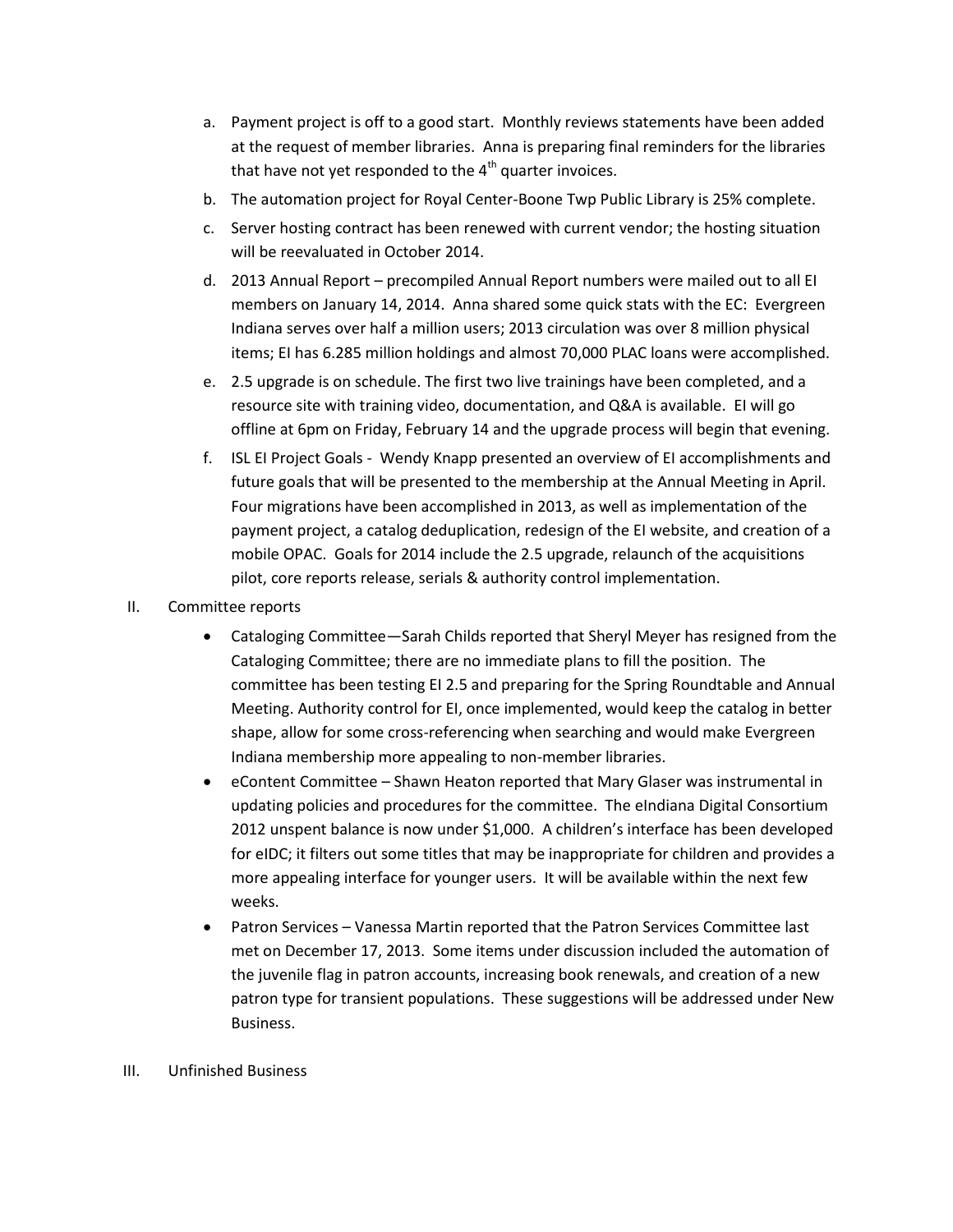a. Payment project is off to a good start. Monthly reviews statements have been added at the request of member libraries. Anna is preparing final reminders for the libraries that have not yet responded to the 4th quarter invoices.

b. The automation project for Royal Center-Boone Twp Public Library is 25% complete.

c. Server hosting contract has been renewed with current vendor; the hosting situation will be reevaluated in October 2014.

d. 2013 Annual Report – precompiled Annual Report numbers were mailed out to all EI members on January 14, 2014. Anna shared some quick stats with the EC: Evergreen Indiana serves over half a million users; 2013 circulation was over 8 million physical items; EI has 6.285 million holdings and almost 70,000 PLAC loans were accomplished.

e. 2.5 upgrade is on schedule. The first two live trainings have been completed, and a resource site with training video, documentation, and Q&A is available. EI will go offline at 6pm on Friday, February 14 and the upgrade process will begin that evening.

f. ISL EI Project Goals - Wendy Knapp presented an overview of EI accomplishments and future goals that will be presented to the membership at the Annual Meeting in April. Four migrations have been accomplished in 2013, as well as implementation of the payment project, a catalog deduplication, redesign of the EI website, and creation of a mobile OPAC. Goals for 2014 include the 2.5 upgrade, relaunch of the acquisitions pilot, core reports release, serials & authority control implementation.

II. Committee reports

- Cataloging Committee—Sarah Childs reported that Sheryl Meyer has resigned from the Cataloging Committee; there are no immediate plans to fill the position. The committee has been testing EI 2.5 and preparing for the Spring Roundtable and Annual Meeting. Authority control for EI, once implemented, would keep the catalog in better shape, allow for some cross-referencing when searching and would make Evergreen Indiana membership more appealing to non-member libraries.
- eContent Committee – Shawn Heaton reported that Mary Glaser was instrumental in updating policies and procedures for the committee. The eIndiana Digital Consortium 2012 unspent balance is now under $1,000. A children's interface has been developed for eIDC; it filters out some titles that may be inappropriate for children and provides a more appealing interface for younger users. It will be available within the next few weeks.
- Patron Services – Vanessa Martin reported that the Patron Services Committee last met on December 17, 2013. Some items under discussion included the automation of the juvenile flag in patron accounts, increasing book renewals, and creation of a new patron type for transient populations. These suggestions will be addressed under New Business.

III. Unfinished Business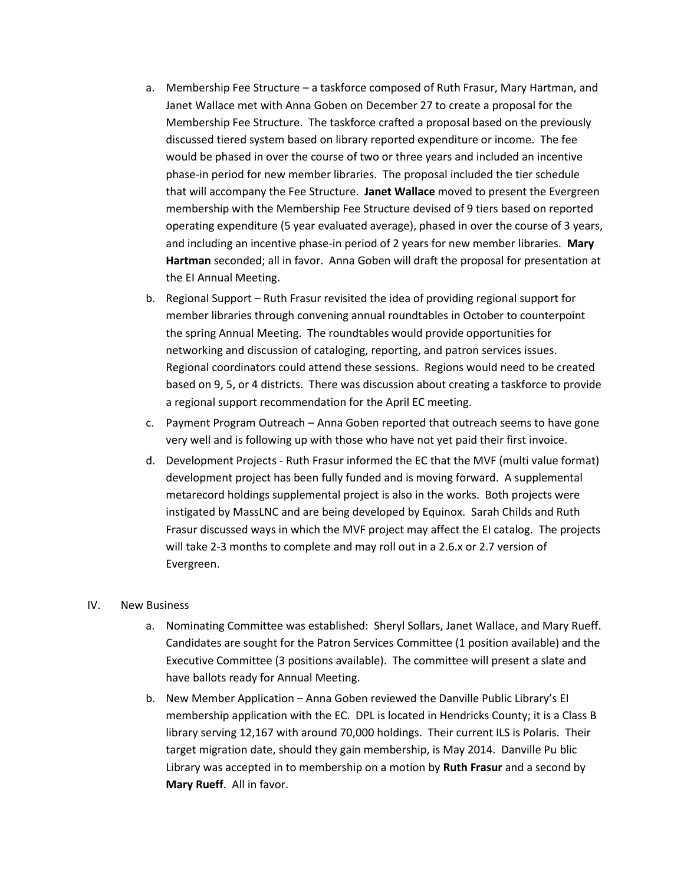a. Membership Fee Structure – a taskforce composed of Ruth Frasur, Mary Hartman, and Janet Wallace met with Anna Goben on December 27 to create a proposal for the Membership Fee Structure. The taskforce crafted a proposal based on the previously discussed tiered system based on library reported expenditure or income. The fee would be phased in over the course of two or three years and included an incentive phase-in period for new member libraries. The proposal included the tier schedule that will accompany the Fee Structure. **Janet Wallace** moved to present the Evergreen membership with the Membership Fee Structure devised of 9 tiers based on reported operating expenditure (5 year evaluated average), phased in over the course of 3 years, and including an incentive phase-in period of 2 years for new member libraries. **Mary Hartman** seconded; all in favor. Anna Goben will draft the proposal for presentation at the EI Annual Meeting.

b. Regional Support – Ruth Frasur revisited the idea of providing regional support for member libraries through convening annual roundtables in October to counterpoint the spring Annual Meeting. The roundtables would provide opportunities for networking and discussion of cataloging, reporting, and patron services issues. Regional coordinators could attend these sessions. Regions would need to be created based on 9, 5, or 4 districts. There was discussion about creating a taskforce to provide a regional support recommendation for the April EC meeting.

c. Payment Program Outreach – Anna Goben reported that outreach seems to have gone very well and is following up with those who have not yet paid their first invoice.

d. Development Projects - Ruth Frasur informed the EC that the MVF (multi value format) development project has been fully funded and is moving forward. A supplemental metarecord holdings supplemental project is also in the works. Both projects were instigated by MassLNC and are being developed by Equinox. Sarah Childs and Ruth Frasur discussed ways in which the MVF project may affect the EI catalog. The projects will take 2-3 months to complete and may roll out in a 2.6.x or 2.7 version of Evergreen.

IV. New Business

a. Nominating Committee was established: Sheryl Sollars, Janet Wallace, and Mary Rueff. Candidates are sought for the Patron Services Committee (1 position available) and the Executive Committee (3 positions available). The committee will present a slate and have ballots ready for Annual Meeting.

b. New Member Application – Anna Goben reviewed the Danville Public Library's EI membership application with the EC. DPL is located in Hendricks County; it is a Class B library serving 12,167 with around 70,000 holdings. Their current ILS is Polaris. Their target migration date, should they gain membership, is May 2014. Danville Pu blic Library was accepted in to membership on a motion by **Ruth Frasur** and a second by **Mary Rueff**. All in favor.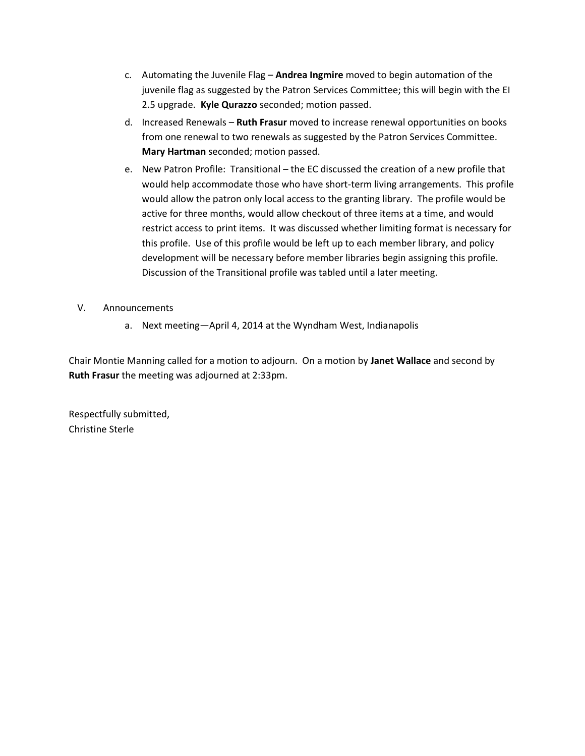c. Automating the Juvenile Flag – **Andrea Ingmire** moved to begin automation of the juvenile flag as suggested by the Patron Services Committee; this will begin with the EI 2.5 upgrade. **Kyle Qurazzo** seconded; motion passed.

d. Increased Renewals – **Ruth Frasur** moved to increase renewal opportunities on books from one renewal to two renewals as suggested by the Patron Services Committee. **Mary Hartman** seconded; motion passed.

e. New Patron Profile: Transitional – the EC discussed the creation of a new profile that would help accommodate those who have short-term living arrangements. This profile would allow the patron only local access to the granting library. The profile would be active for three months, would allow checkout of three items at a time, and would restrict access to print items. It was discussed whether limiting format is necessary for this profile. Use of this profile would be left up to each member library, and policy development will be necessary before member libraries begin assigning this profile. Discussion of the Transitional profile was tabled until a later meeting.

V. Announcements

a. Next meeting—April 4, 2014 at the Wyndham West, Indianapolis

Chair Montie Manning called for a motion to adjourn. On a motion by **Janet Wallace** and second by **Ruth Frasur** the meeting was adjourned at 2:33pm.

Respectfully submitted,
Christine Sterle